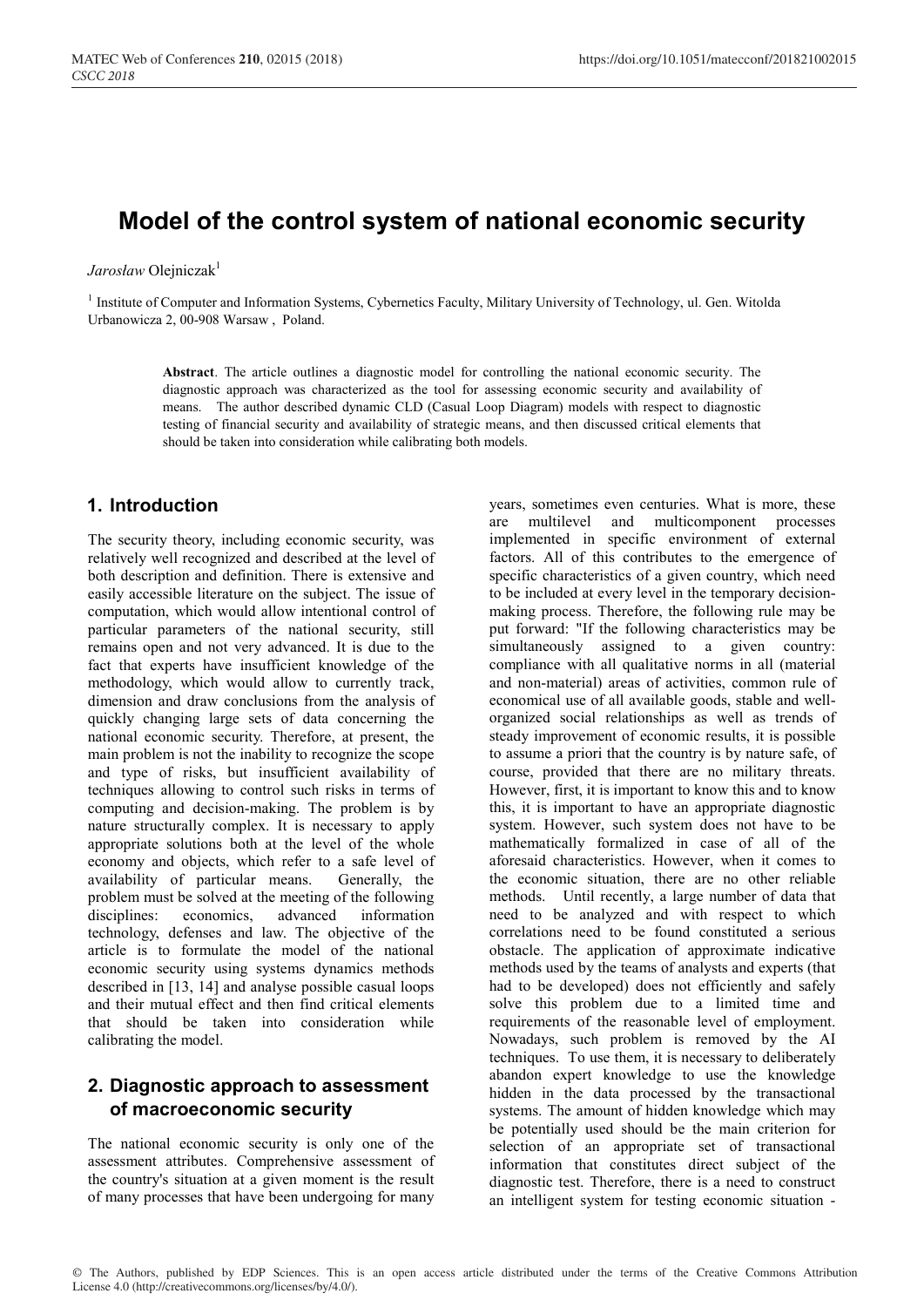# Model of the control system of national economic security

*Jarosław* Olejniczak[1]

[1] Institute of Computer and Information Systems, Cybernetics Faculty, Military University of Technology, ul. Gen. Witolda Urbanowicza 2, 00-908 Warsaw , Poland.

**Abstract**. The article outlines a diagnostic model for controlling the national economic security. The diagnostic approach was characterized as the tool for assessing economic security and availability of means. The author described dynamic CLD (Casual Loop Diagram) models with respect to diagnostic testing of financial security and availability of strategic means, and then discussed critical elements that should be taken into consideration while calibrating both models.

## 1. Introduction

The security theory, including economic security, was relatively well recognized and described at the level of both description and definition. There is extensive and easily accessible literature on the subject. The issue of computation, which would allow intentional control of particular parameters of the national security, still remains open and not very advanced. It is due to the fact that experts have insufficient knowledge of the methodology, which would allow to currently track, dimension and draw conclusions from the analysis of quickly changing large sets of data concerning the national economic security. Therefore, at present, the main problem is not the inability to recognize the scope and type of risks, but insufficient availability of techniques allowing to control such risks in terms of computing and decision-making. The problem is by nature structurally complex. It is necessary to apply appropriate solutions both at the level of the whole economy and objects, which refer to a safe level of availability of particular means. Generally, the problem must be solved at the meeting of the following disciplines: economics, advanced information technology, defenses and law. The objective of the article is to formulate the model of the national economic security using systems dynamics methods described in [13, 14] and analyse possible casual loops and their mutual effect and then find critical elements that should be taken into consideration while calibrating the model.

## 2. Diagnostic approach to assessment of macroeconomic security

The national economic security is only one of the assessment attributes. Comprehensive assessment of the country's situation at a given moment is the result of many processes that have been undergoing for many years, sometimes even centuries. What is more, these are multilevel and multicomponent processes implemented in specific environment of external factors. All of this contributes to the emergence of specific characteristics of a given country, which need to be included at every level in the temporary decision-making process. Therefore, the following rule may be put forward: "If the following characteristics may be simultaneously assigned to a given country: compliance with all qualitative norms in all (material and non-material) areas of activities, common rule of economical use of all available goods, stable and well-organized social relationships as well as trends of steady improvement of economic results, it is possible to assume a priori that the country is by nature safe, of course, provided that there are no military threats. However, first, it is important to know this and to know this, it is important to have an appropriate diagnostic system. However, such system does not have to be mathematically formalized in case of all of the aforesaid characteristics. However, when it comes to the economic situation, there are no other reliable methods. Until recently, a large number of data that need to be analyzed and with respect to which correlations need to be found constituted a serious obstacle. The application of approximate indicative methods used by the teams of analysts and experts (that had to be developed) does not efficiently and safely solve this problem due to a limited time and requirements of the reasonable level of employment. Nowadays, such problem is removed by the AI techniques. To use them, it is necessary to deliberately abandon expert knowledge to use the knowledge hidden in the data processed by the transactional systems. The amount of hidden knowledge which may be potentially used should be the main criterion for selection of an appropriate set of transactional information that constitutes direct subject of the diagnostic test. Therefore, there is a need to construct an intelligent system for testing economic situation -

© The Authors, published by EDP Sciences. This is an open access article distributed under the terms of the Creative Commons Attribution License 4.0 (http://creativecommons.org/licenses/by/4.0/).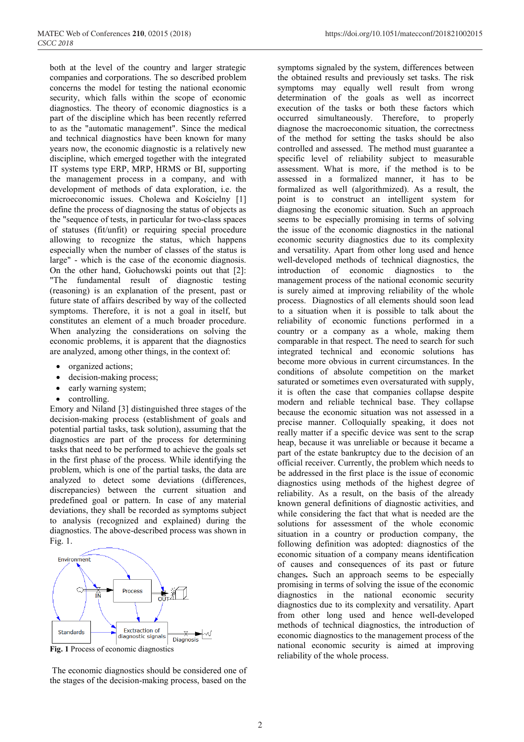both at the level of the country and larger strategic companies and corporations. The so described problem concerns the model for testing the national economic security, which falls within the scope of economic diagnostics. The theory of economic diagnostics is a part of the discipline which has been recently referred to as the "automatic management". Since the medical and technical diagnostics have been known for many years now, the economic diagnostic is a relatively new discipline, which emerged together with the integrated IT systems type ERP, MRP, HRMS or BI, supporting the management process in a company, and with development of methods of data exploration, i.e. the microeconomic issues. Cholewa and Kościelny [1] define the process of diagnosing the status of objects as the "sequence of tests, in particular for two-class spaces of statuses (fit/unfit) or requiring special procedure allowing to recognize the status, which happens especially when the number of classes of the status is large" - which is the case of the economic diagnosis. On the other hand, Gołuchowski points out that [2]: "The fundamental result of diagnostic testing (reasoning) is an explanation of the present, past or future state of affairs described by way of the collected symptoms. Therefore, it is not a goal in itself, but constitutes an element of a much broader procedure. When analyzing the considerations on solving the economic problems, it is apparent that the diagnostics are analyzed, among other things, in the context of:

- organized actions;
- decision-making process;
- early warning system;
- controlling.

Emory and Niland [3] distinguished three stages of the decision-making process (establishment of goals and potential partial tasks, task solution), assuming that the diagnostics are part of the process for determining tasks that need to be performed to achieve the goals set in the first phase of the process. While identifying the problem, which is one of the partial tasks, the data are analyzed to detect some deviations (differences, discrepancies) between the current situation and predefined goal or pattern. In case of any material deviations, they shall be recorded as symptoms subject to analysis (recognized and explained) during the diagnostics. The above-described process was shown in Fig. 1.

**Fig. 1** Process of economic diagnostics

The economic diagnostics should be considered one of the stages of the decision-making process, based on the symptoms signaled by the system, differences between the obtained results and previously set tasks. The risk symptoms may equally well result from wrong determination of the goals as well as incorrect execution of the tasks or both these factors which occurred simultaneously. Therefore, to properly diagnose the macroeconomic situation, the correctness of the method for setting the tasks should be also controlled and assessed. The method must guarantee a specific level of reliability subject to measurable assessment. What is more, if the method is to be assessed in a formalized manner, it has to be formalized as well (algorithmized). As a result, the point is to construct an intelligent system for diagnosing the economic situation. Such an approach seems to be especially promising in terms of solving the issue of the economic diagnostics in the national economic security diagnostics due to its complexity and versatility. Apart from other long used and hence well-developed methods of technical diagnostics, the introduction of economic diagnostics to the management process of the national economic security is surely aimed at improving reliability of the whole process. Diagnostics of all elements should soon lead to a situation when it is possible to talk about the reliability of economic functions performed in a country or a company as a whole, making them comparable in that respect. The need to search for such integrated technical and economic solutions has become more obvious in current circumstances. In the conditions of absolute competition on the market saturated or sometimes even oversaturated with supply, it is often the case that companies collapse despite modern and reliable technical base. They collapse because the economic situation was not assessed in a precise manner. Colloquially speaking, it does not really matter if a specific device was sent to the scrap heap, because it was unreliable or because it became a part of the estate bankruptcy due to the decision of an official receiver. Currently, the problem which needs to be addressed in the first place is the issue of economic diagnostics using methods of the highest degree of reliability. As a result, on the basis of the already known general definitions of diagnostic activities, and while considering the fact that what is needed are the solutions for assessment of the whole economic situation in a country or production company, the following definition was adopted: diagnostics of the economic situation of a company means identification of causes and consequences of its past or future changes**.** Such an approach seems to be especially promising in terms of solving the issue of the economic diagnostics in the national economic security diagnostics due to its complexity and versatility. Apart from other long used and hence well-developed methods of technical diagnostics, the introduction of economic diagnostics to the management process of the national economic security is aimed at improving reliability of the whole process.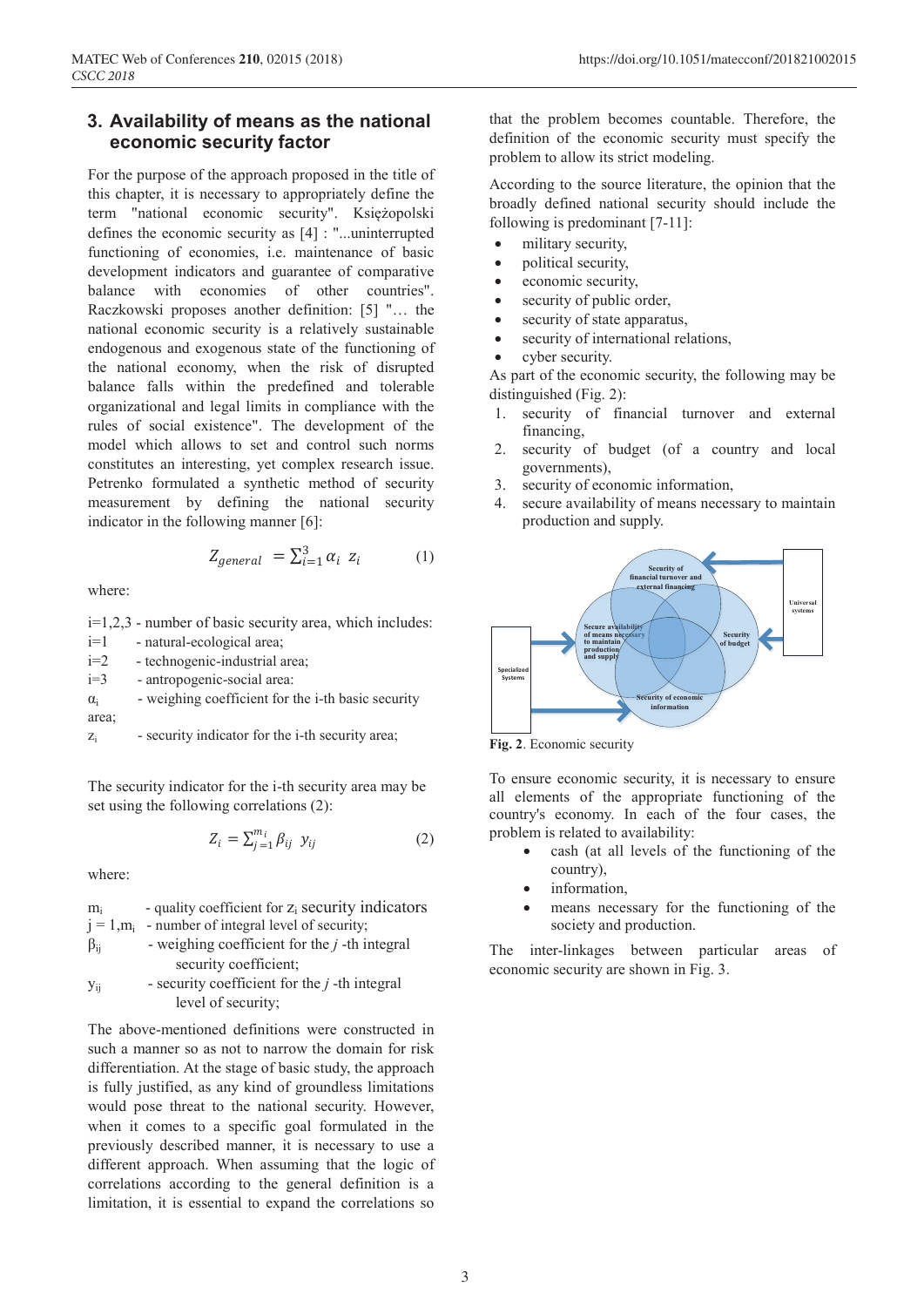## 3. Availability of means as the national economic security factor

For the purpose of the approach proposed in the title of this chapter, it is necessary to appropriately define the term "national economic security". Księżopolski defines the economic security as [4] : "...uninterrupted functioning of economies, i.e. maintenance of basic development indicators and guarantee of comparative balance with economies of other countries". Raczkowski proposes another definition: [5] "… the national economic security is a relatively sustainable endogenous and exogenous state of the functioning of the national economy, when the risk of disrupted balance falls within the predefined and tolerable organizational and legal limits in compliance with the rules of social existence". The development of the model which allows to set and control such norms constitutes an interesting, yet complex research issue. Petrenko formulated a synthetic method of security measurement by defining the national security indicator in the following manner [6]:

$$Z_{general} = \sum_{i=1}^{3} \alpha_i \; z_i \qquad (1)$$

where:

i=1,2,3 - number of basic security area, which includes:
i=1 - natural-ecological area;
i=2 - technogenic-industrial area;
i=3 - antropogenic-social area:
$\alpha_i$ - weighing coefficient for the i-th basic security area;
$z_i$ - security indicator for the i-th security area;

The security indicator for the i-th security area may be set using the following correlations (2):

$$Z_i = \sum_{j=1}^{m_i} \beta_{ij} \; y_{ij} \qquad (2)$$

where:

$m_i$ - quality coefficient for $z_i$ security indicators
$j = 1, m_i$ - number of integral level of security;
$\beta_{ij}$ - weighing coefficient for the *j* -th integral security coefficient;
$y_{ij}$ - security coefficient for the *j* -th integral level of security;

The above-mentioned definitions were constructed in such a manner so as not to narrow the domain for risk differentiation. At the stage of basic study, the approach is fully justified, as any kind of groundless limitations would pose threat to the national security. However, when it comes to a specific goal formulated in the previously described manner, it is necessary to use a different approach. When assuming that the logic of correlations according to the general definition is a limitation, it is essential to expand the correlations so that the problem becomes countable. Therefore, the definition of the economic security must specify the problem to allow its strict modeling.

According to the source literature, the opinion that the broadly defined national security should include the following is predominant [7-11]:

- military security,
- political security,
- economic security,
- security of public order,
- security of state apparatus,
- security of international relations,
- cyber security.

As part of the economic security, the following may be distinguished (Fig. 2):

1. security of financial turnover and external financing,
2. security of budget (of a country and local governments),
3. security of economic information,
4. secure availability of means necessary to maintain production and supply.

**Fig. 2**. Economic security

To ensure economic security, it is necessary to ensure all elements of the appropriate functioning of the country's economy. In each of the four cases, the problem is related to availability:

- cash (at all levels of the functioning of the country),
- information,
- means necessary for the functioning of the society and production.

The inter-linkages between particular areas of economic security are shown in Fig. 3.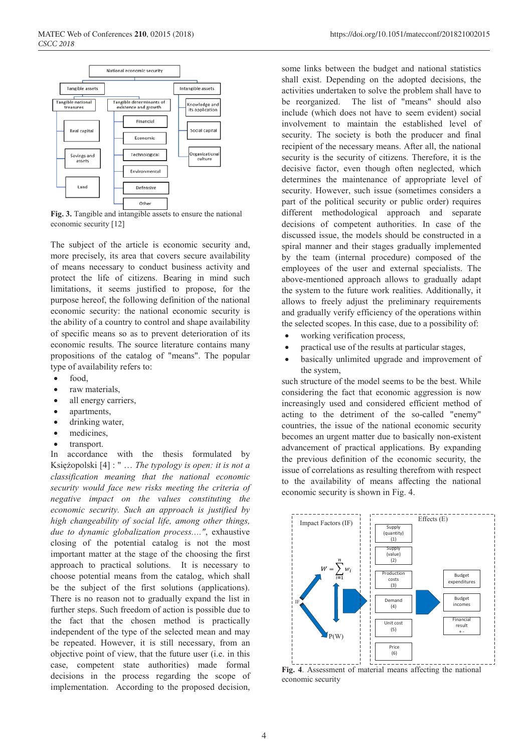Fig. 3. Tangible and intangible assets to ensure the national economic security [12]

The subject of the article is economic security and, more precisely, its area that covers secure availability of means necessary to conduct business activity and protect the life of citizens. Bearing in mind such limitations, it seems justified to propose, for the purpose hereof, the following definition of the national economic security: the national economic security is the ability of a country to control and shape availability of specific means so as to prevent deterioration of its economic results. The source literature contains many propositions of the catalog of "means". The popular type of availability refers to:

- food,
- raw materials,
- all energy carriers,
- apartments,
- drinking water,
- medicines,
- transport.

In accordance with the thesis formulated by Księżopolski [4] : " *… The typology is open: it is not a classification meaning that the national economic security would face new risks meeting the criteria of negative impact on the values constituting the economic security. Such an approach is justified by high changeability of social life, among other things, due to dynamic globalization process.…"*, exhaustive closing of the potential catalog is not the most important matter at the stage of the choosing the first approach to practical solutions. It is necessary to choose potential means from the catalog, which shall be the subject of the first solutions (applications). There is no reason not to gradually expand the list in further steps. Such freedom of action is possible due to the fact that the chosen method is practically independent of the type of the selected mean and may be repeated. However, it is still necessary, from an objective point of view, that the future user (i.e. in this case, competent state authorities) made formal decisions in the process regarding the scope of implementation. According to the proposed decision, some links between the budget and national statistics shall exist. Depending on the adopted decisions, the activities undertaken to solve the problem shall have to be reorganized. The list of "means" should also include (which does not have to seem evident) social involvement to maintain the established level of security. The society is both the producer and final recipient of the necessary means. After all, the national security is the security of citizens. Therefore, it is the decisive factor, even though often neglected, which determines the maintenance of appropriate level of security. However, such issue (sometimes considers a part of the political security or public order) requires different methodological approach and separate decisions of competent authorities. In case of the discussed issue, the models should be constructed in a spiral manner and their stages gradually implemented by the team (internal procedure) composed of the employees of the user and external specialists. The above-mentioned approach allows to gradually adapt the system to the future work realities. Additionally, it allows to freely adjust the preliminary requirements and gradually verify efficiency of the operations within the selected scopes. In this case, due to a possibility of:

- working verification process,
- practical use of the results at particular stages,
- basically unlimited upgrade and improvement of the system,

such structure of the model seems to be the best. While considering the fact that economic aggression is now increasingly used and considered efficient method of acting to the detriment of the so-called "enemy" countries, the issue of the national economic security becomes an urgent matter due to basically non-existent advancement of practical applications. By expanding the previous definition of the economic security, the issue of correlations as resulting therefrom with respect to the availability of means affecting the national economic security is shown in Fig. 4.

**Fig. 4**. Assessment of material means affecting the national economic security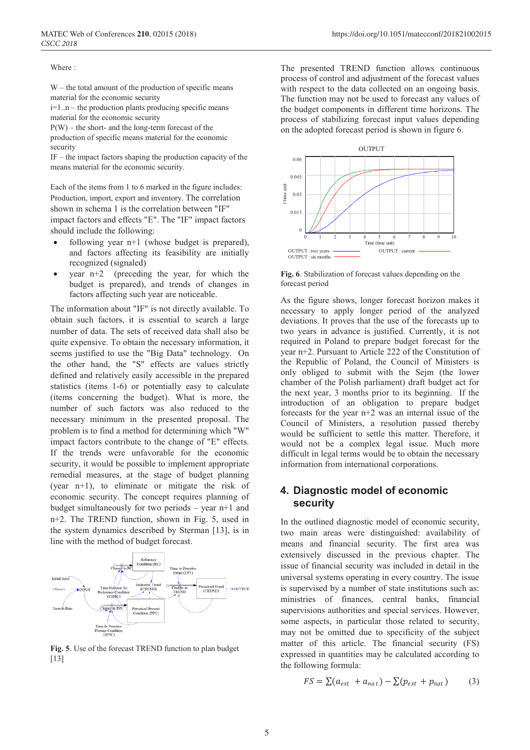Where :

W – the total amount of the production of specific means material for the economic security
i=1..n – the production plants producing specific means material for the economic security
P(W) – the short- and the long-term forecast of the production of specific means material for the economic security
IF – the impact factors shaping the production capacity of the means material for the economic security.

Each of the items from 1 to 6 marked in the figure includes: Production, import, export and inventory. The correlation shown in schema 1 is the correlation between "IF" impact factors and effects "E". The "IF" impact factors should include the following:

- following year n+1 (whose budget is prepared), and factors affecting its feasibility are initially recognized (signaled)
- year n+2 (preceding the year, for which the budget is prepared), and trends of changes in factors affecting such year are noticeable.

The information about "IF" is not directly available. To obtain such factors, it is essential to search a large number of data. The sets of received data shall also be quite expensive. To obtain the necessary information, it seems justified to use the "Big Data" technology. On the other hand, the "S" effects are values strictly defined and relatively easily accessible in the prepared statistics (items 1-6) or potentially easy to calculate (items concerning the budget). What is more, the number of such factors was also reduced to the necessary minimum in the presented proposal. The problem is to find a method for determining which "W" impact factors contribute to the change of "E" effects. If the trends were unfavorable for the economic security, it would be possible to implement appropriate remedial measures, at the stage of budget planning (year n+1), to eliminate or mitigate the risk of economic security. The concept requires planning of budget simultaneously for two periods – year n+1 and n+2. The TREND function, shown in Fig. 5, used in the system dynamics described by Sterman [13], is in line with the method of budget forecast.

**Fig. 5**. Use of the forecast TREND function to plan budget [13]

The presented TREND function allows continuous process of control and adjustment of the forecast values with respect to the data collected on an ongoing basis. The function may not be used to forecast any values of the budget components in different time horizons. The process of stabilizing forecast input values depending on the adopted forecast period is shown in figure 6.

**Fig. 6**. Stabilization of forecast values depending on the forecast period

As the figure shows, longer forecast horizon makes it necessary to apply longer period of the analyzed deviations. It proves that the use of the forecasts up to two years in advance is justified. Currently, it is not required in Poland to prepare budget forecast for the year n+2. Pursuant to Article 222 of the Constitution of the Republic of Poland, the Council of Ministers is only obliged to submit with the Sejm (the lower chamber of the Polish parliament) draft budget act for the next year, 3 months prior to its beginning. If the introduction of an obligation to prepare budget forecasts for the year n+2 was an internal issue of the Council of Ministers, a resolution passed thereby would be sufficient to settle this matter. Therefore, it would not be a complex legal issue. Much more difficult in legal terms would be to obtain the necessary information from international corporations.

## 4. Diagnostic model of economic security

In the outlined diagnostic model of economic security, two main areas were distinguished: availability of means and financial security. The first area was extensively discussed in the previous chapter. The issue of financial security was included in detail in the universal systems operating in every country. The issue is supervised by a number of state institutions such as: ministries of finances, central banks, financial supervisions authorities and special services. However, some aspects, in particular those related to security, may not be omitted due to specificity of the subject matter of this article. The financial security (FS) expressed in quantities may be calculated according to the following formula:

$$FS = \sum(a_{ext} + a_{nat}) - \sum(p_{ext} + p_{nat}) \qquad (3)$$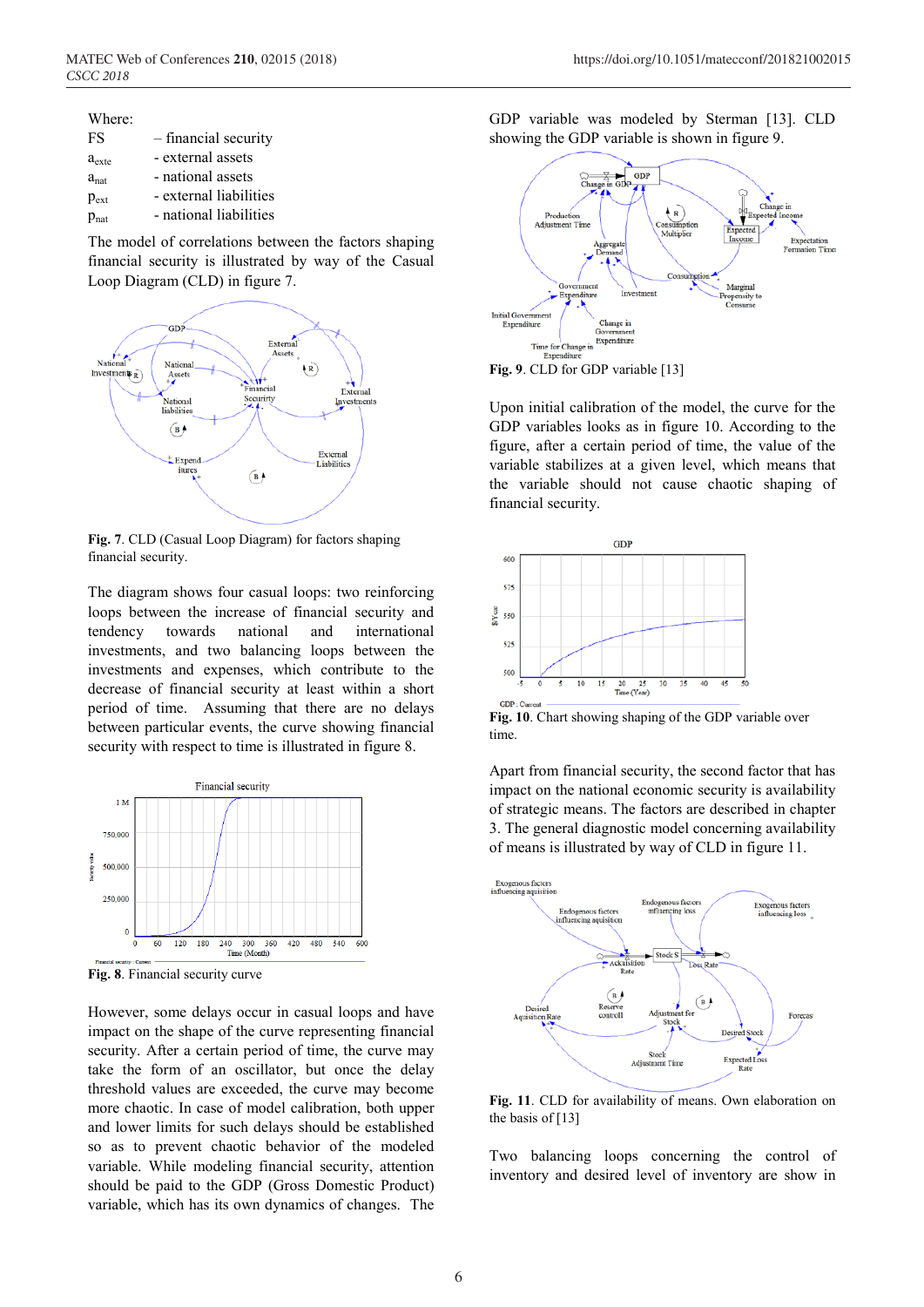Where:

| | |
|---|---|
| FS | – financial security |
| $a_{exte}$ | - external assets |
| $a_{nat}$ | - national assets |
| $p_{ext}$ | - external liabilities |
| $p_{nat}$ | - national liabilities |

The model of correlations between the factors shaping financial security is illustrated by way of the Casual Loop Diagram (CLD) in figure 7.

**Fig. 7**. CLD (Casual Loop Diagram) for factors shaping financial security.

The diagram shows four casual loops: two reinforcing loops between the increase of financial security and tendency towards national and international investments, and two balancing loops between the investments and expenses, which contribute to the decrease of financial security at least within a short period of time. Assuming that there are no delays between particular events, the curve showing financial security with respect to time is illustrated in figure 8.

**Fig. 8**. Financial security curve

However, some delays occur in casual loops and have impact on the shape of the curve representing financial security. After a certain period of time, the curve may take the form of an oscillator, but once the delay threshold values are exceeded, the curve may become more chaotic. In case of model calibration, both upper and lower limits for such delays should be established so as to prevent chaotic behavior of the modeled variable. While modeling financial security, attention should be paid to the GDP (Gross Domestic Product) variable, which has its own dynamics of changes. The GDP variable was modeled by Sterman [13]. CLD showing the GDP variable is shown in figure 9.

**Fig. 9**. CLD for GDP variable [13]

Upon initial calibration of the model, the curve for the GDP variables looks as in figure 10. According to the figure, after a certain period of time, the value of the variable stabilizes at a given level, which means that the variable should not cause chaotic shaping of financial security.

**Fig. 10**. Chart showing shaping of the GDP variable over time.

Apart from financial security, the second factor that has impact on the national economic security is availability of strategic means. The factors are described in chapter 3. The general diagnostic model concerning availability of means is illustrated by way of CLD in figure 11.

**Fig. 11**. CLD for availability of means. Own elaboration on the basis of [13]

Two balancing loops concerning the control of inventory and desired level of inventory are show in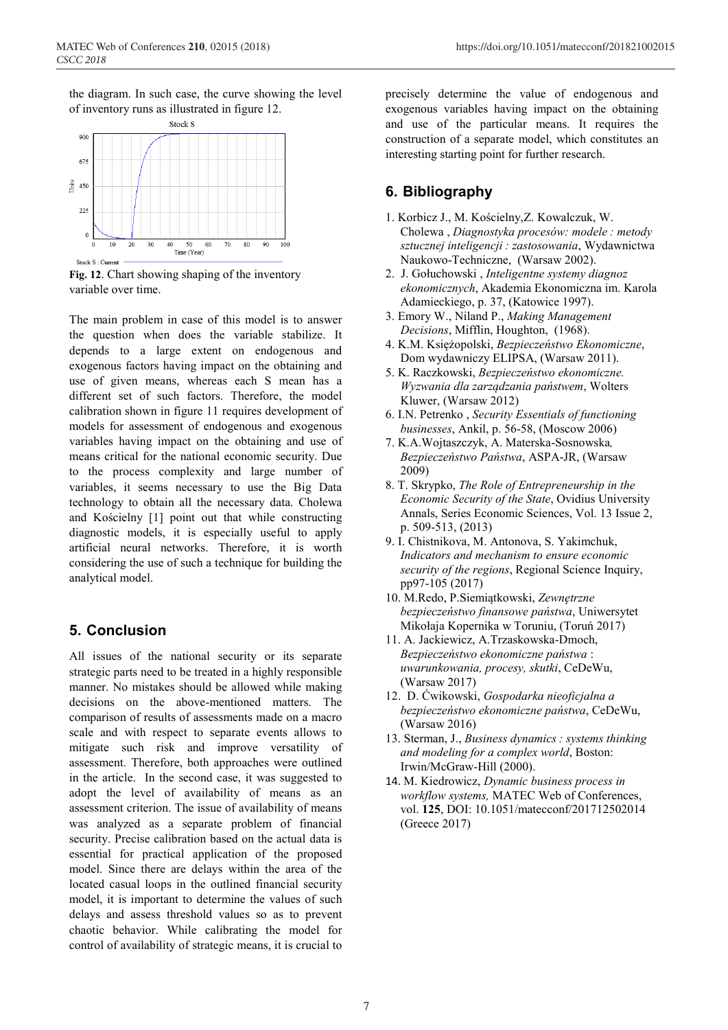the diagram. In such case, the curve showing the level of inventory runs as illustrated in figure 12.

Stock S

900
675
450
225
0

Units

0 10 20 30 40 50 60 70 80 90 100
Time (Year)

Stock S : Current

**Fig. 12**. Chart showing shaping of the inventory variable over time.

The main problem in case of this model is to answer the question when does the variable stabilize. It depends to a large extent on endogenous and exogenous factors having impact on the obtaining and use of given means, whereas each S mean has a different set of such factors. Therefore, the model calibration shown in figure 11 requires development of models for assessment of endogenous and exogenous variables having impact on the obtaining and use of means critical for the national economic security. Due to the process complexity and large number of variables, it seems necessary to use the Big Data technology to obtain all the necessary data. Cholewa and Kościelny [1] point out that while constructing diagnostic models, it is especially useful to apply artificial neural networks. Therefore, it is worth considering the use of such a technique for building the analytical model.

## 5. Conclusion

All issues of the national security or its separate strategic parts need to be treated in a highly responsible manner. No mistakes should be allowed while making decisions on the above-mentioned matters. The comparison of results of assessments made on a macro scale and with respect to separate events allows to mitigate such risk and improve versatility of assessment. Therefore, both approaches were outlined in the article. In the second case, it was suggested to adopt the level of availability of means as an assessment criterion. The issue of availability of means was analyzed as a separate problem of financial security. Precise calibration based on the actual data is essential for practical application of the proposed model. Since there are delays within the area of the located casual loops in the outlined financial security model, it is important to determine the values of such delays and assess threshold values so as to prevent chaotic behavior. While calibrating the model for control of availability of strategic means, it is crucial to precisely determine the value of endogenous and exogenous variables having impact on the obtaining and use of the particular means. It requires the construction of a separate model, which constitutes an interesting starting point for further research.

## 6. Bibliography

1. Korbicz J., M. Kościelny, Z. Kowalczuk, W. Cholewa , *Diagnostyka procesów: modele : metody sztucznej inteligencji : zastosowania*, Wydawnictwa Naukowo-Techniczne, (Warsaw 2002).
2. J. Gołuchowski , *Inteligentne systemy diagnoz ekonomicznych*, Akademia Ekonomiczna im. Karola Adamieckiego, p. 37, (Katowice 1997).
3. Emory W., Niland P., *Making Management Decisions*, Mifflin, Houghton, (1968).
4. K.M. Księżopolski, *Bezpieczeństwo Ekonomiczne*, Dom wydawniczy ELIPSA, (Warsaw 2011).
5. K. Raczkowski, *Bezpieczeństwo ekonomiczne. Wyzwania dla zarządzania państwem*, Wolters Kluwer, (Warsaw 2012)
6. I.N. Petrenko , *Security Essentials of functioning businesses*, Ankil, p. 56-58, (Moscow 2006)
7. K.A.Wojtaszczyk, A. Materska-Sosnowska, *Bezpieczeństwo Państwa*, ASPA-JR, (Warsaw 2009)
8. T. Skrypko, *The Role of Entrepreneurship in the Economic Security of the State*, Ovidius University Annals, Series Economic Sciences, Vol. 13 Issue 2, p. 509-513, (2013)
9. I. Chistnikova, M. Antonova, S. Yakimchuk, *Indicators and mechanism to ensure economic security of the regions*, Regional Science Inquiry, pp97-105 (2017)
10. M.Redo, P.Siemiątkowski, *Zewnętrzne bezpieczeństwo finansowe państwa*, Uniwersytet Mikołaja Kopernika w Toruniu, (Toruń 2017)
11. A. Jackiewicz, A.Trzaskowska-Dmoch, *Bezpieczeństwo ekonomiczne państwa : uwarunkowania, procesy, skutki*, CeDeWu, (Warsaw 2017)
12. D. Ćwikowski, *Gospodarka nieoficjalna a bezpieczeństwo ekonomiczne państwa*, CeDeWu, (Warsaw 2016)
13. Sterman, J., *Business dynamics : systems thinking and modeling for a complex world*, Boston: Irwin/McGraw-Hill (2000).
14. M. Kiedrowicz, *Dynamic business process in workflow systems,* MATEC Web of Conferences, vol. **125**, DOI: 10.1051/matecconf/201712502014 (Greece 2017)